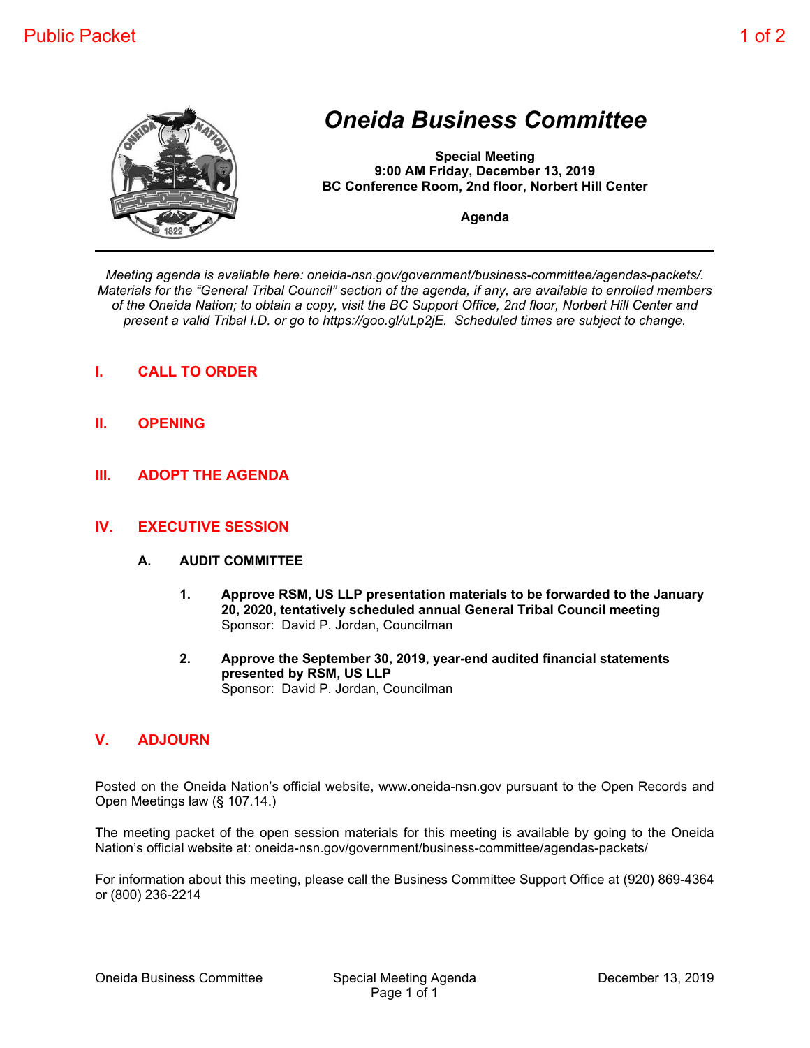# *Oneida Business Committee*

**Special Meeting**
**9:00 AM Friday, December 13, 2019**
**BC Conference Room, 2nd floor, Norbert Hill Center**

**Agenda**

---

*Meeting agenda is available here: oneida-nsn.gov/government/business-committee/agendas-packets/. Materials for the "General Tribal Council" section of the agenda, if any, are available to enrolled members of the Oneida Nation; to obtain a copy, visit the BC Support Office, 2nd floor, Norbert Hill Center and present a valid Tribal I.D. or go to https://goo.gl/uLp2jE. Scheduled times are subject to change.*

## I. CALL TO ORDER

## II. OPENING

## III. ADOPT THE AGENDA

## IV. EXECUTIVE SESSION

### A. AUDIT COMMITTEE

1. **Approve RSM, US LLP presentation materials to be forwarded to the January 20, 2020, tentatively scheduled annual General Tribal Council meeting**
   Sponsor: David P. Jordan, Councilman

2. **Approve the September 30, 2019, year-end audited financial statements presented by RSM, US LLP**
   Sponsor: David P. Jordan, Councilman

## V. ADJOURN

Posted on the Oneida Nation's official website, www.oneida-nsn.gov pursuant to the Open Records and Open Meetings law (§ 107.14.)

The meeting packet of the open session materials for this meeting is available by going to the Oneida Nation's official website at: oneida-nsn.gov/government/business-committee/agendas-packets/

For information about this meeting, please call the Business Committee Support Office at (920) 869-4364 or (800) 236-2214